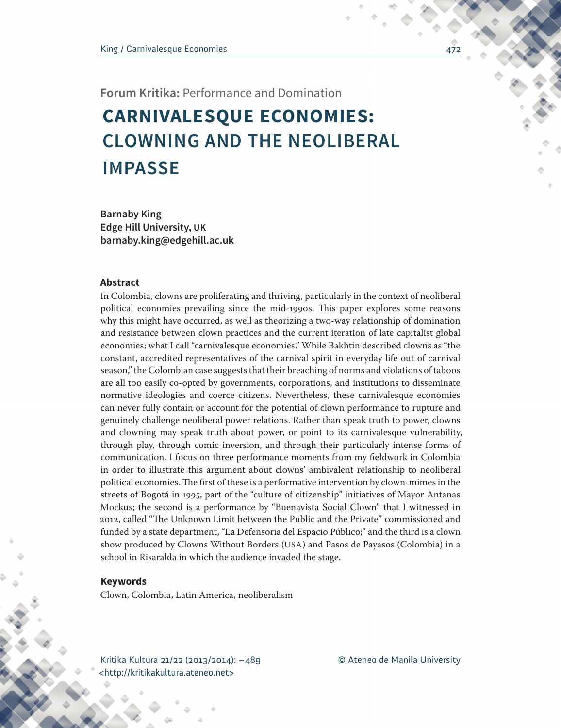Forum Kritika: Performance and Domination

# CARNIVALESQUE ECONOMIES: CLOWNING AND THE NEOLIBERAL IMPASSE

**Barnaby King**
**Edge Hill University, UK**
**barnaby.king@edgehill.ac.uk**

## Abstract

In Colombia, clowns are proliferating and thriving, particularly in the context of neoliberal political economies prevailing since the mid-1990s. This paper explores some reasons why this might have occurred, as well as theorizing a two-way relationship of domination and resistance between clown practices and the current iteration of late capitalist global economies; what I call "carnivalesque economies." While Bakhtin described clowns as "the constant, accredited representatives of the carnival spirit in everyday life out of carnival season," the Colombian case suggests that their breaching of norms and violations of taboos are all too easily co-opted by governments, corporations, and institutions to disseminate normative ideologies and coerce citizens. Nevertheless, these carnivalesque economies can never fully contain or account for the potential of clown performance to rupture and genuinely challenge neoliberal power relations. Rather than speak truth to power, clowns and clowning may speak truth about power, or point to its carnivalesque vulnerability, through play, through comic inversion, and through their particularly intense forms of communication. I focus on three performance moments from my fieldwork in Colombia in order to illustrate this argument about clowns' ambivalent relationship to neoliberal political economies. The first of these is a performative intervention by clown-mimes in the streets of Bogotá in 1995, part of the "culture of citizenship" initiatives of Mayor Antanas Mockus; the second is a performance by "Buenavista Social Clown" that I witnessed in 2012, called "The Unknown Limit between the Public and the Private" commissioned and funded by a state department, "La Defensoria del Espacio Público;" and the third is a clown show produced by Clowns Without Borders (USA) and Pasos de Payasos (Colombia) in a school in Risaralda in which the audience invaded the stage.

## Keywords

Clown, Colombia, Latin America, neoliberalism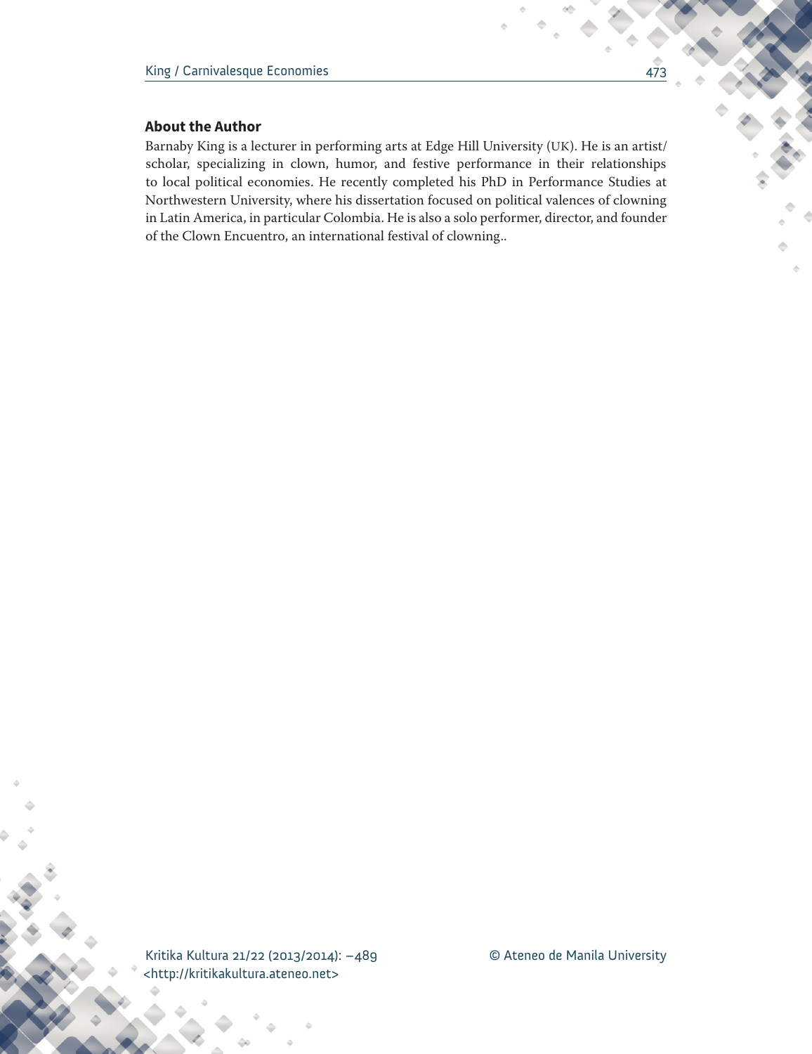### About the Author

Barnaby King is a lecturer in performing arts at Edge Hill University (UK). He is an artist/scholar, specializing in clown, humor, and festive performance in their relationships to local political economies. He recently completed his PhD in Performance Studies at Northwestern University, where his dissertation focused on political valences of clowning in Latin America, in particular Colombia. He is also a solo performer, director, and founder of the Clown Encuentro, an international festival of clowning..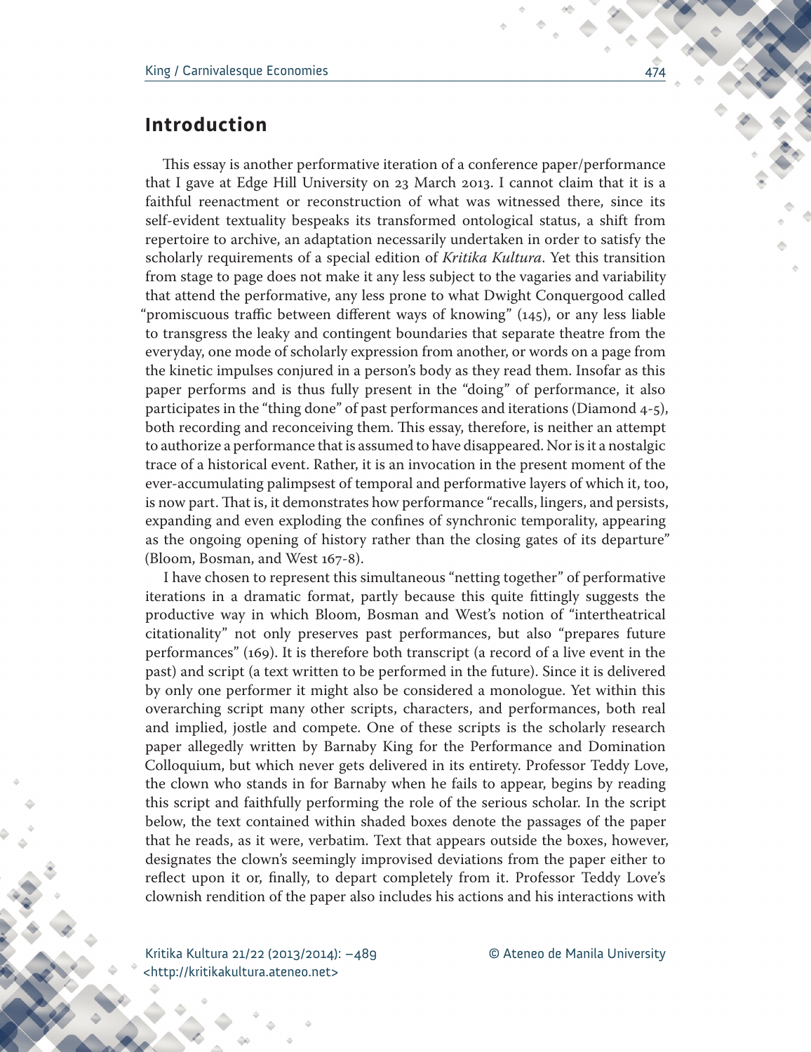## Introduction

This essay is another performative iteration of a conference paper/performance that I gave at Edge Hill University on 23 March 2013. I cannot claim that it is a faithful reenactment or reconstruction of what was witnessed there, since its self-evident textuality bespeaks its transformed ontological status, a shift from repertoire to archive, an adaptation necessarily undertaken in order to satisfy the scholarly requirements of a special edition of *Kritika Kultura*. Yet this transition from stage to page does not make it any less subject to the vagaries and variability that attend the performative, any less prone to what Dwight Conquergood called "promiscuous traffic between different ways of knowing" (145), or any less liable to transgress the leaky and contingent boundaries that separate theatre from the everyday, one mode of scholarly expression from another, or words on a page from the kinetic impulses conjured in a person's body as they read them. Insofar as this paper performs and is thus fully present in the "doing" of performance, it also participates in the "thing done" of past performances and iterations (Diamond 4-5), both recording and reconceiving them. This essay, therefore, is neither an attempt to authorize a performance that is assumed to have disappeared. Nor is it a nostalgic trace of a historical event. Rather, it is an invocation in the present moment of the ever-accumulating palimpsest of temporal and performative layers of which it, too, is now part. That is, it demonstrates how performance "recalls, lingers, and persists, expanding and even exploding the confines of synchronic temporality, appearing as the ongoing opening of history rather than the closing gates of its departure" (Bloom, Bosman, and West 167-8).

I have chosen to represent this simultaneous "netting together" of performative iterations in a dramatic format, partly because this quite fittingly suggests the productive way in which Bloom, Bosman and West's notion of "intertheatrical citationality" not only preserves past performances, but also "prepares future performances" (169). It is therefore both transcript (a record of a live event in the past) and script (a text written to be performed in the future). Since it is delivered by only one performer it might also be considered a monologue. Yet within this overarching script many other scripts, characters, and performances, both real and implied, jostle and compete. One of these scripts is the scholarly research paper allegedly written by Barnaby King for the Performance and Domination Colloquium, but which never gets delivered in its entirety. Professor Teddy Love, the clown who stands in for Barnaby when he fails to appear, begins by reading this script and faithfully performing the role of the serious scholar. In the script below, the text contained within shaded boxes denote the passages of the paper that he reads, as it were, verbatim. Text that appears outside the boxes, however, designates the clown's seemingly improvised deviations from the paper either to reflect upon it or, finally, to depart completely from it. Professor Teddy Love's clownish rendition of the paper also includes his actions and his interactions with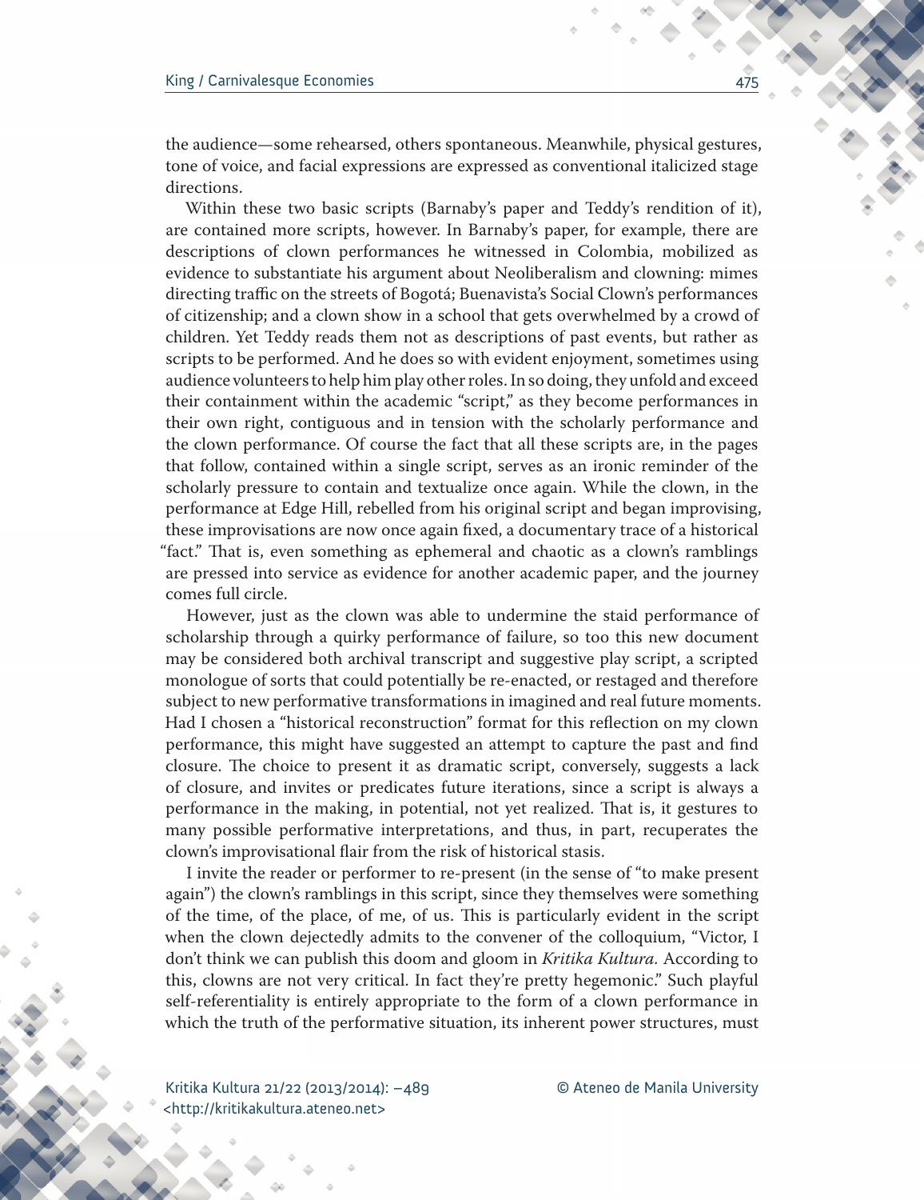the audience—some rehearsed, others spontaneous. Meanwhile, physical gestures, tone of voice, and facial expressions are expressed as conventional italicized stage directions.

Within these two basic scripts (Barnaby's paper and Teddy's rendition of it), are contained more scripts, however. In Barnaby's paper, for example, there are descriptions of clown performances he witnessed in Colombia, mobilized as evidence to substantiate his argument about Neoliberalism and clowning: mimes directing traffic on the streets of Bogotá; Buenavista's Social Clown's performances of citizenship; and a clown show in a school that gets overwhelmed by a crowd of children. Yet Teddy reads them not as descriptions of past events, but rather as scripts to be performed. And he does so with evident enjoyment, sometimes using audience volunteers to help him play other roles. In so doing, they unfold and exceed their containment within the academic "script," as they become performances in their own right, contiguous and in tension with the scholarly performance and the clown performance. Of course the fact that all these scripts are, in the pages that follow, contained within a single script, serves as an ironic reminder of the scholarly pressure to contain and textualize once again. While the clown, in the performance at Edge Hill, rebelled from his original script and began improvising, these improvisations are now once again fixed, a documentary trace of a historical "fact." That is, even something as ephemeral and chaotic as a clown's ramblings are pressed into service as evidence for another academic paper, and the journey comes full circle.

However, just as the clown was able to undermine the staid performance of scholarship through a quirky performance of failure, so too this new document may be considered both archival transcript and suggestive play script, a scripted monologue of sorts that could potentially be re-enacted, or restaged and therefore subject to new performative transformations in imagined and real future moments. Had I chosen a "historical reconstruction" format for this reflection on my clown performance, this might have suggested an attempt to capture the past and find closure. The choice to present it as dramatic script, conversely, suggests a lack of closure, and invites or predicates future iterations, since a script is always a performance in the making, in potential, not yet realized. That is, it gestures to many possible performative interpretations, and thus, in part, recuperates the clown's improvisational flair from the risk of historical stasis.

I invite the reader or performer to re-present (in the sense of "to make present again") the clown's ramblings in this script, since they themselves were something of the time, of the place, of me, of us. This is particularly evident in the script when the clown dejectedly admits to the convener of the colloquium, "Victor, I don't think we can publish this doom and gloom in *Kritika Kultura*. According to this, clowns are not very critical. In fact they're pretty hegemonic." Such playful self-referentiality is entirely appropriate to the form of a clown performance in which the truth of the performative situation, its inherent power structures, must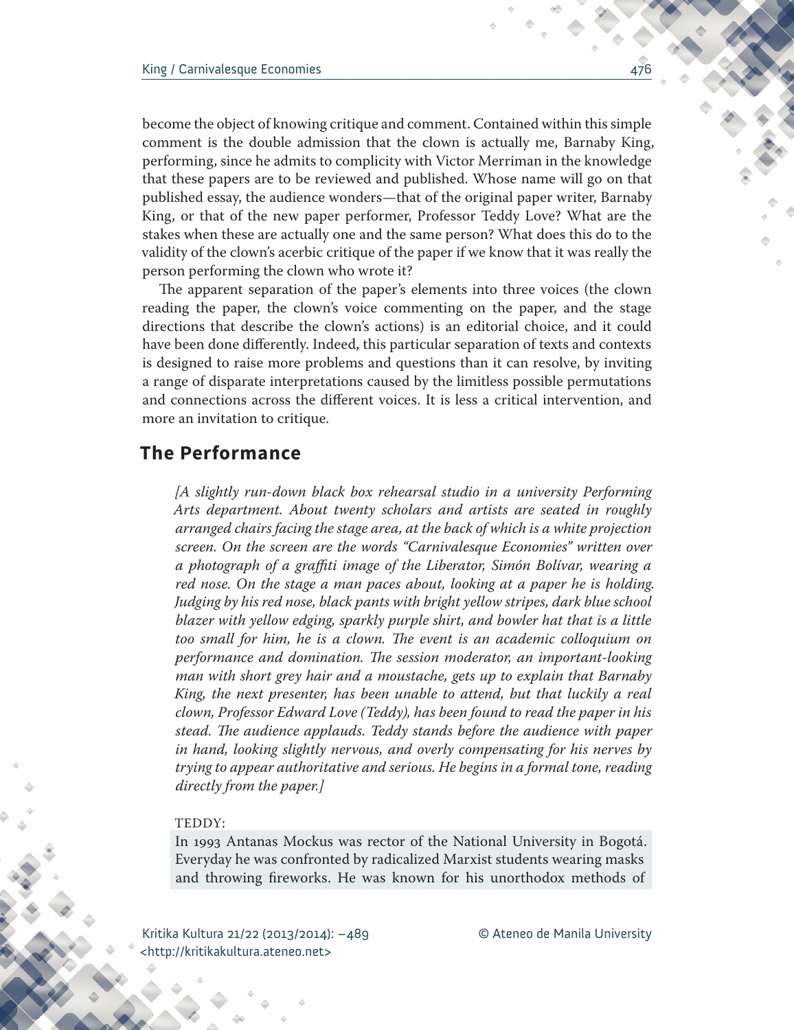become the object of knowing critique and comment. Contained within this simple comment is the double admission that the clown is actually me, Barnaby King, performing, since he admits to complicity with Victor Merriman in the knowledge that these papers are to be reviewed and published. Whose name will go on that published essay, the audience wonders—that of the original paper writer, Barnaby King, or that of the new paper performer, Professor Teddy Love? What are the stakes when these are actually one and the same person? What does this do to the validity of the clown's acerbic critique of the paper if we know that it was really the person performing the clown who wrote it?

The apparent separation of the paper's elements into three voices (the clown reading the paper, the clown's voice commenting on the paper, and the stage directions that describe the clown's actions) is an editorial choice, and it could have been done differently. Indeed, this particular separation of texts and contexts is designed to raise more problems and questions than it can resolve, by inviting a range of disparate interpretations caused by the limitless possible permutations and connections across the different voices. It is less a critical intervention, and more an invitation to critique.

## The Performance

*[A slightly run-down black box rehearsal studio in a university Performing Arts department. About twenty scholars and artists are seated in roughly arranged chairs facing the stage area, at the back of which is a white projection screen. On the screen are the words "Carnivalesque Economies" written over a photograph of a graffiti image of the Liberator, Simón Bolívar, wearing a red nose. On the stage a man paces about, looking at a paper he is holding. Judging by his red nose, black pants with bright yellow stripes, dark blue school blazer with yellow edging, sparkly purple shirt, and bowler hat that is a little too small for him, he is a clown. The event is an academic colloquium on performance and domination. The session moderator, an important-looking man with short grey hair and a moustache, gets up to explain that Barnaby King, the next presenter, has been unable to attend, but that luckily a real clown, Professor Edward Love (Teddy), has been found to read the paper in his stead. The audience applauds. Teddy stands before the audience with paper in hand, looking slightly nervous, and overly compensating for his nerves by trying to appear authoritative and serious. He begins in a formal tone, reading directly from the paper.]*

TEDDY:

In 1993 Antanas Mockus was rector of the National University in Bogotá. Everyday he was confronted by radicalized Marxist students wearing masks and throwing fireworks. He was known for his unorthodox methods of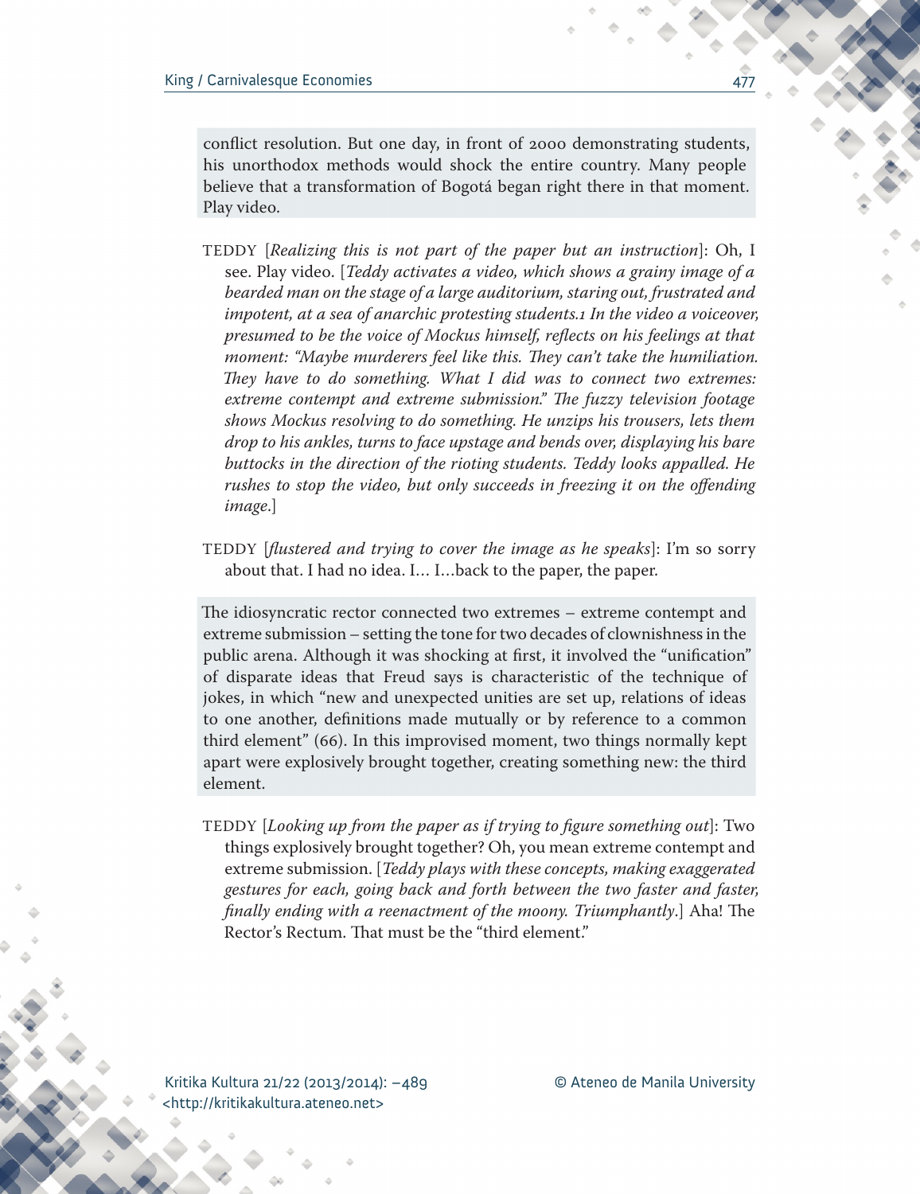conflict resolution. But one day, in front of 2000 demonstrating students, his unorthodox methods would shock the entire country. Many people believe that a transformation of Bogotá began right there in that moment. Play video.

TEDDY [*Realizing this is not part of the paper but an instruction*]: Oh, I see. Play video. [*Teddy activates a video, which shows a grainy image of a bearded man on the stage of a large auditorium, staring out, frustrated and impotent, at a sea of anarchic protesting students.1 In the video a voiceover, presumed to be the voice of Mockus himself, reflects on his feelings at that moment: "Maybe murderers feel like this. They can't take the humiliation. They have to do something. What I did was to connect two extremes: extreme contempt and extreme submission." The fuzzy television footage shows Mockus resolving to do something. He unzips his trousers, lets them drop to his ankles, turns to face upstage and bends over, displaying his bare buttocks in the direction of the rioting students. Teddy looks appalled. He rushes to stop the video, but only succeeds in freezing it on the offending image.*]

TEDDY [*flustered and trying to cover the image as he speaks*]: I'm so sorry about that. I had no idea. I… I…back to the paper, the paper.

The idiosyncratic rector connected two extremes – extreme contempt and extreme submission – setting the tone for two decades of clownishness in the public arena. Although it was shocking at first, it involved the "unification" of disparate ideas that Freud says is characteristic of the technique of jokes, in which "new and unexpected unities are set up, relations of ideas to one another, definitions made mutually or by reference to a common third element" (66). In this improvised moment, two things normally kept apart were explosively brought together, creating something new: the third element.

TEDDY [*Looking up from the paper as if trying to figure something out*]: Two things explosively brought together? Oh, you mean extreme contempt and extreme submission. [*Teddy plays with these concepts, making exaggerated gestures for each, going back and forth between the two faster and faster, finally ending with a reenactment of the moony. Triumphantly*.] Aha! The Rector's Rectum. That must be the "third element."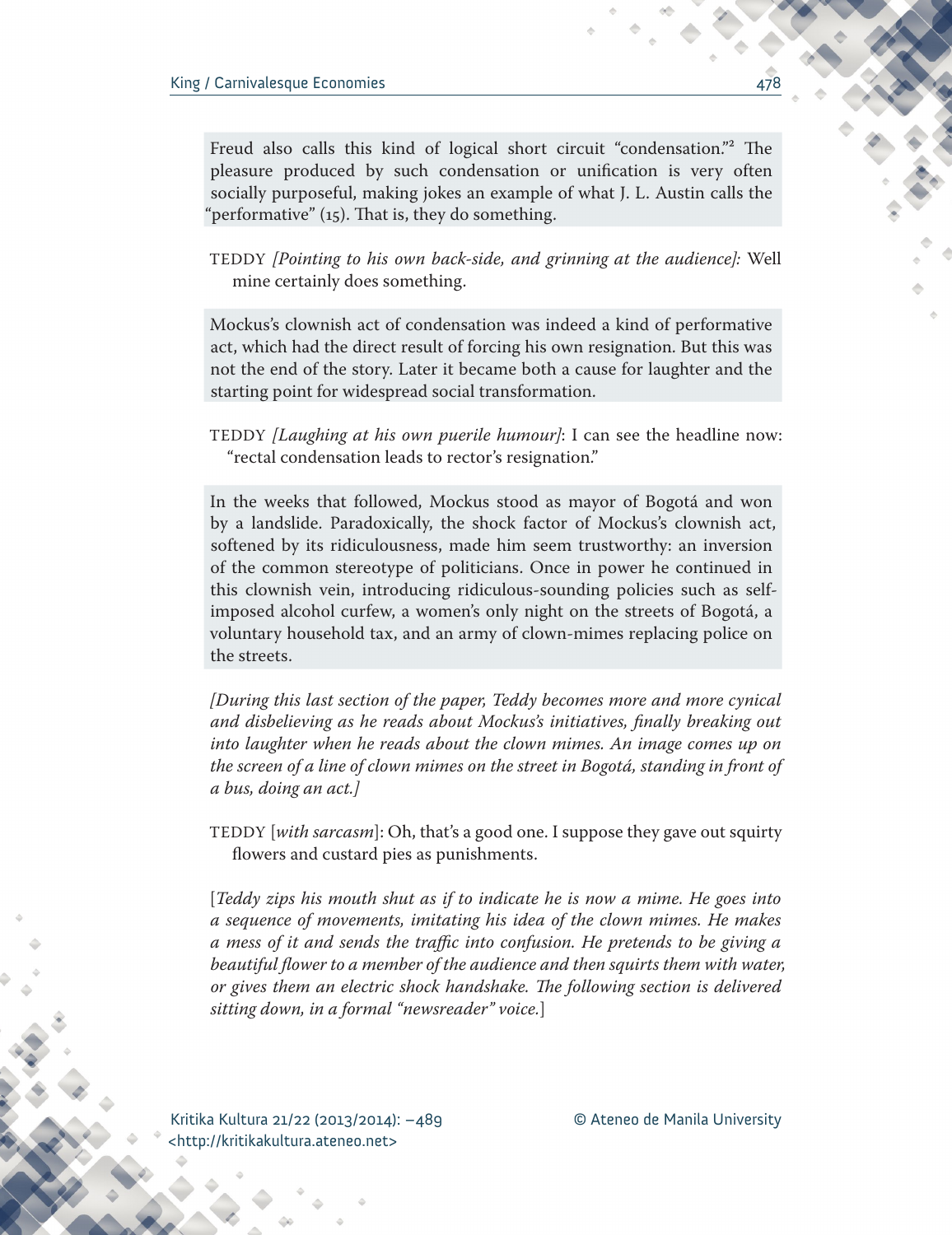Freud also calls this kind of logical short circuit "condensation."[2] The pleasure produced by such condensation or unification is very often socially purposeful, making jokes an example of what J. L. Austin calls the "performative" (15). That is, they do something.

TEDDY *[Pointing to his own back-side, and grinning at the audience]:* Well mine certainly does something.

Mockus's clownish act of condensation was indeed a kind of performative act, which had the direct result of forcing his own resignation. But this was not the end of the story. Later it became both a cause for laughter and the starting point for widespread social transformation.

TEDDY *[Laughing at his own puerile humour]*: I can see the headline now: "rectal condensation leads to rector's resignation."

In the weeks that followed, Mockus stood as mayor of Bogotá and won by a landslide. Paradoxically, the shock factor of Mockus's clownish act, softened by its ridiculousness, made him seem trustworthy: an inversion of the common stereotype of politicians. Once in power he continued in this clownish vein, introducing ridiculous-sounding policies such as self-imposed alcohol curfew, a women's only night on the streets of Bogotá, a voluntary household tax, and an army of clown-mimes replacing police on the streets.

*[During this last section of the paper, Teddy becomes more and more cynical and disbelieving as he reads about Mockus's initiatives, finally breaking out into laughter when he reads about the clown mimes. An image comes up on the screen of a line of clown mimes on the street in Bogotá, standing in front of a bus, doing an act.]*

TEDDY [*with sarcasm*]: Oh, that's a good one. I suppose they gave out squirty flowers and custard pies as punishments.

[*Teddy zips his mouth shut as if to indicate he is now a mime. He goes into a sequence of movements, imitating his idea of the clown mimes. He makes a mess of it and sends the traffic into confusion. He pretends to be giving a beautiful flower to a member of the audience and then squirts them with water, or gives them an electric shock handshake. The following section is delivered sitting down, in a formal "newsreader" voice.*]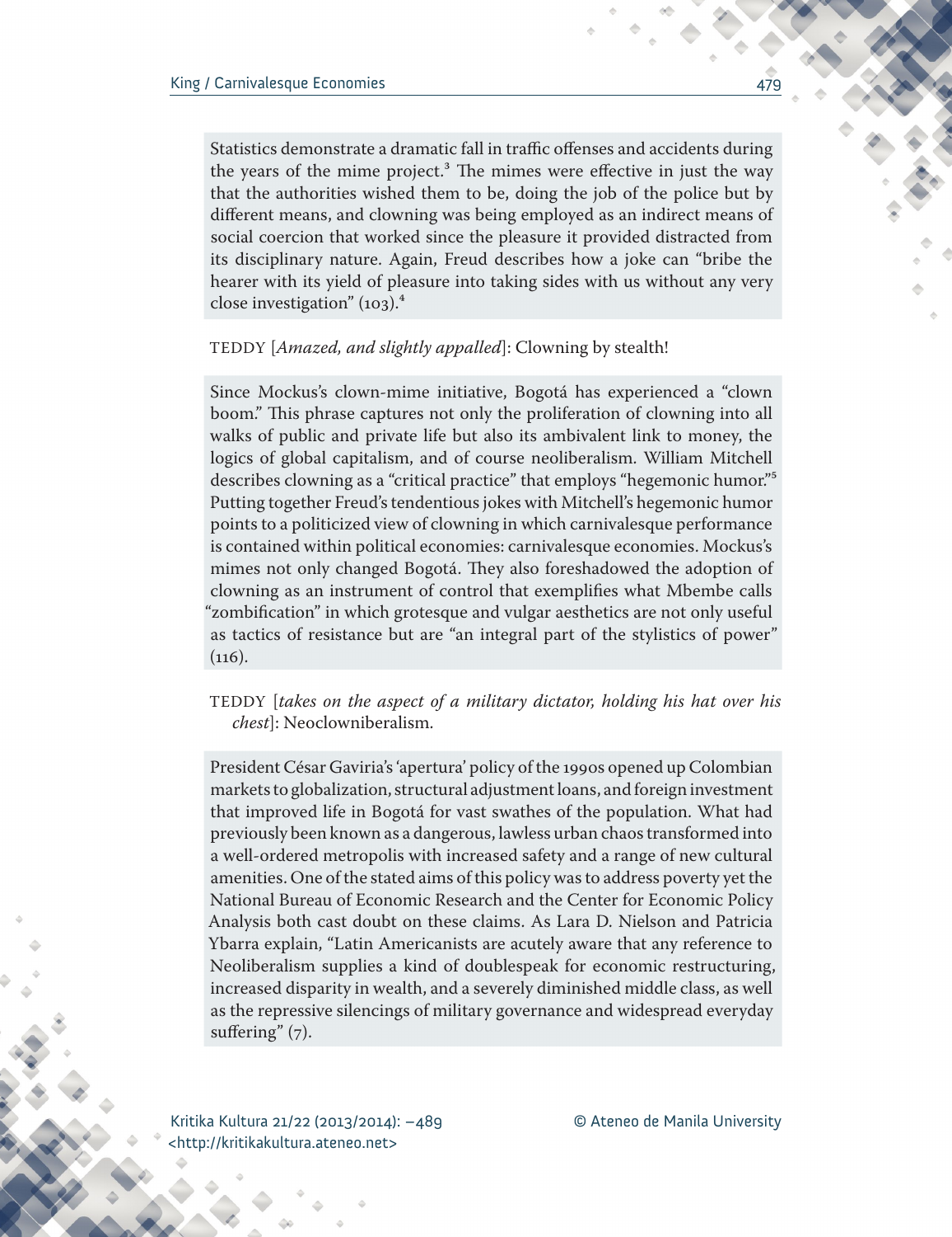Statistics demonstrate a dramatic fall in traffic offenses and accidents during the years of the mime project.[3] The mimes were effective in just the way that the authorities wished them to be, doing the job of the police but by different means, and clowning was being employed as an indirect means of social coercion that worked since the pleasure it provided distracted from its disciplinary nature. Again, Freud describes how a joke can "bribe the hearer with its yield of pleasure into taking sides with us without any very close investigation" (103).[4]

TEDDY [*Amazed, and slightly appalled*]: Clowning by stealth!

Since Mockus's clown-mime initiative, Bogotá has experienced a "clown boom." This phrase captures not only the proliferation of clowning into all walks of public and private life but also its ambivalent link to money, the logics of global capitalism, and of course neoliberalism. William Mitchell describes clowning as a "critical practice" that employs "hegemonic humor."[5] Putting together Freud's tendentious jokes with Mitchell's hegemonic humor points to a politicized view of clowning in which carnivalesque performance is contained within political economies: carnivalesque economies. Mockus's mimes not only changed Bogotá. They also foreshadowed the adoption of clowning as an instrument of control that exemplifies what Mbembe calls "zombification" in which grotesque and vulgar aesthetics are not only useful as tactics of resistance but are "an integral part of the stylistics of power" (116).

TEDDY [*takes on the aspect of a military dictator, holding his hat over his chest*]: Neoclowniberalism.

President César Gaviria's 'apertura' policy of the 1990s opened up Colombian markets to globalization, structural adjustment loans, and foreign investment that improved life in Bogotá for vast swathes of the population. What had previously been known as a dangerous, lawless urban chaos transformed into a well-ordered metropolis with increased safety and a range of new cultural amenities. One of the stated aims of this policy was to address poverty yet the National Bureau of Economic Research and the Center for Economic Policy Analysis both cast doubt on these claims. As Lara D. Nielson and Patricia Ybarra explain, "Latin Americanists are acutely aware that any reference to Neoliberalism supplies a kind of doublespeak for economic restructuring, increased disparity in wealth, and a severely diminished middle class, as well as the repressive silencings of military governance and widespread everyday suffering" (7).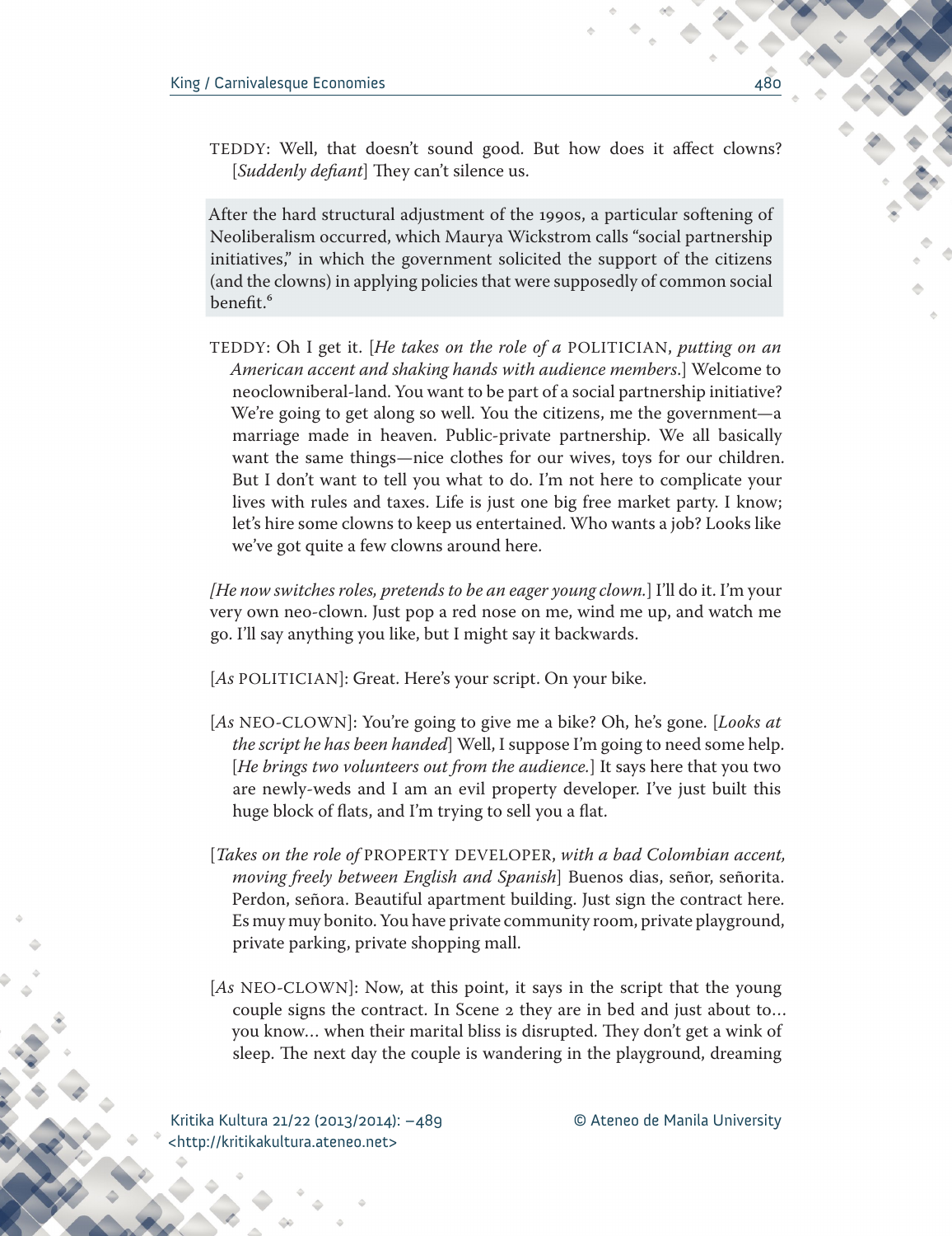TEDDY: Well, that doesn't sound good. But how does it affect clowns? [*Suddenly defiant*] They can't silence us.

> After the hard structural adjustment of the 1990s, a particular softening of Neoliberalism occurred, which Maurya Wickstrom calls "social partnership initiatives," in which the government solicited the support of the citizens (and the clowns) in applying policies that were supposedly of common social benefit.[6]

TEDDY: Oh I get it. [*He takes on the role of a* POLITICIAN, *putting on an American accent and shaking hands with audience members*.] Welcome to neoclowniberal-land. You want to be part of a social partnership initiative? We're going to get along so well. You the citizens, me the government—a marriage made in heaven. Public-private partnership. We all basically want the same things—nice clothes for our wives, toys for our children. But I don't want to tell you what to do. I'm not here to complicate your lives with rules and taxes. Life is just one big free market party. I know; let's hire some clowns to keep us entertained. Who wants a job? Looks like we've got quite a few clowns around here.

*[He now switches roles, pretends to be an eager young clown.*] I'll do it. I'm your very own neo-clown. Just pop a red nose on me, wind me up, and watch me go. I'll say anything you like, but I might say it backwards.

[*As* POLITICIAN]: Great. Here's your script. On your bike.

[*As* NEO-CLOWN]: You're going to give me a bike? Oh, he's gone. [*Looks at the script he has been handed*] Well, I suppose I'm going to need some help. [*He brings two volunteers out from the audience.*] It says here that you two are newly-weds and I am an evil property developer. I've just built this huge block of flats, and I'm trying to sell you a flat.

[*Takes on the role of* PROPERTY DEVELOPER, *with a bad Colombian accent, moving freely between English and Spanish*] Buenos dias, señor, señorita. Perdon, señora. Beautiful apartment building. Just sign the contract here. Es muy muy bonito. You have private community room, private playground, private parking, private shopping mall.

[*As* NEO-CLOWN]: Now, at this point, it says in the script that the young couple signs the contract. In Scene 2 they are in bed and just about to… you know… when their marital bliss is disrupted. They don't get a wink of sleep. The next day the couple is wandering in the playground, dreaming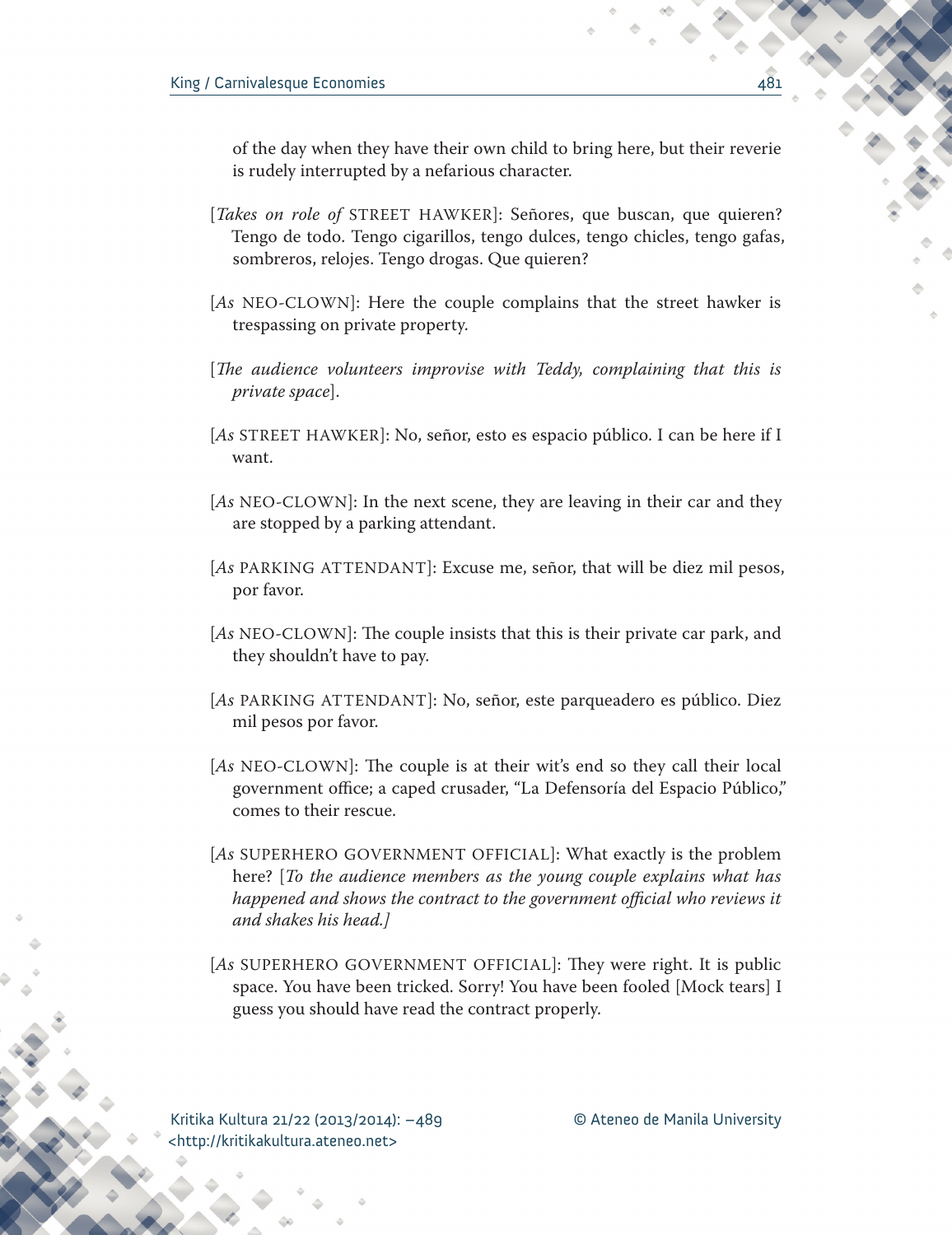of the day when they have their own child to bring here, but their reverie is rudely interrupted by a nefarious character.

[*Takes on role of* STREET HAWKER]: Señores, que buscan, que quieren? Tengo de todo. Tengo cigarillos, tengo dulces, tengo chicles, tengo gafas, sombreros, relojes. Tengo drogas. Que quieren?

[*As* NEO-CLOWN]: Here the couple complains that the street hawker is trespassing on private property.

[*The audience volunteers improvise with Teddy, complaining that this is private space*].

[*As* STREET HAWKER]: No, señor, esto es espacio público. I can be here if I want.

[*As* NEO-CLOWN]: In the next scene, they are leaving in their car and they are stopped by a parking attendant.

[*As* PARKING ATTENDANT]: Excuse me, señor, that will be diez mil pesos, por favor.

[*As* NEO-CLOWN]: The couple insists that this is their private car park, and they shouldn't have to pay.

[*As* PARKING ATTENDANT]: No, señor, este parqueadero es público. Diez mil pesos por favor.

[*As* NEO-CLOWN]: The couple is at their wit's end so they call their local government office; a caped crusader, "La Defensoría del Espacio Público," comes to their rescue.

[*As* SUPERHERO GOVERNMENT OFFICIAL]: What exactly is the problem here? [*To the audience members as the young couple explains what has happened and shows the contract to the government official who reviews it and shakes his head.]*

[*As* SUPERHERO GOVERNMENT OFFICIAL]: They were right. It is public space. You have been tricked. Sorry! You have been fooled [Mock tears] I guess you should have read the contract properly.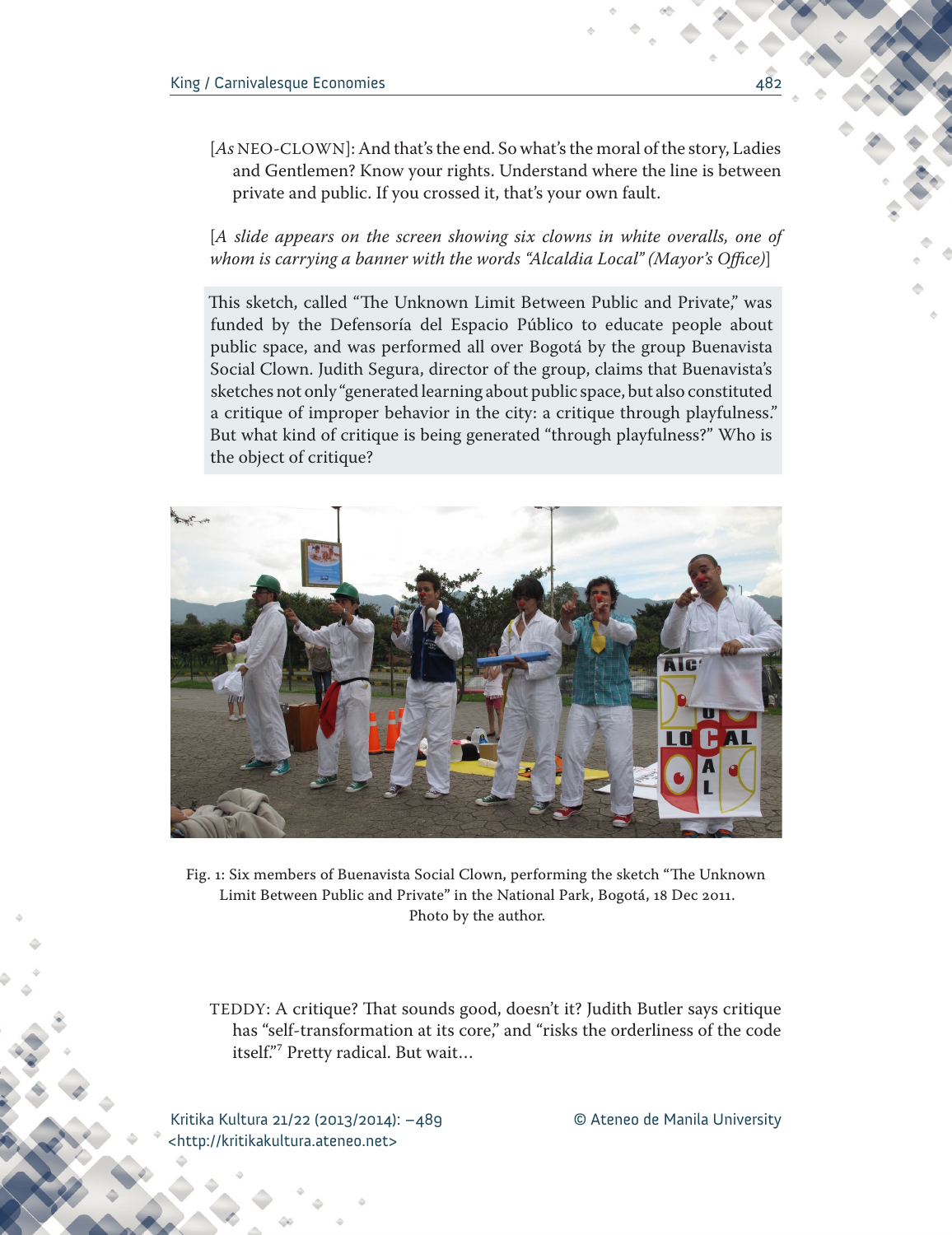[*As* NEO-CLOWN]: And that's the end. So what's the moral of the story, Ladies and Gentlemen? Know your rights. Understand where the line is between private and public. If you crossed it, that's your own fault.

[*A slide appears on the screen showing six clowns in white overalls, one of whom is carrying a banner with the words "Alcaldia Local" (Mayor's Office)*]

This sketch, called "The Unknown Limit Between Public and Private," was funded by the Defensoría del Espacio Público to educate people about public space, and was performed all over Bogotá by the group Buenavista Social Clown. Judith Segura, director of the group, claims that Buenavista's sketches not only "generated learning about public space, but also constituted a critique of improper behavior in the city: a critique through playfulness." But what kind of critique is being generated "through playfulness?" Who is the object of critique?

Fig. 1: Six members of Buenavista Social Clown, performing the sketch "The Unknown Limit Between Public and Private" in the National Park, Bogotá, 18 Dec 2011. Photo by the author.

TEDDY: A critique? That sounds good, doesn't it? Judith Butler says critique has "self-transformation at its core," and "risks the orderliness of the code itself."[7] Pretty radical. But wait…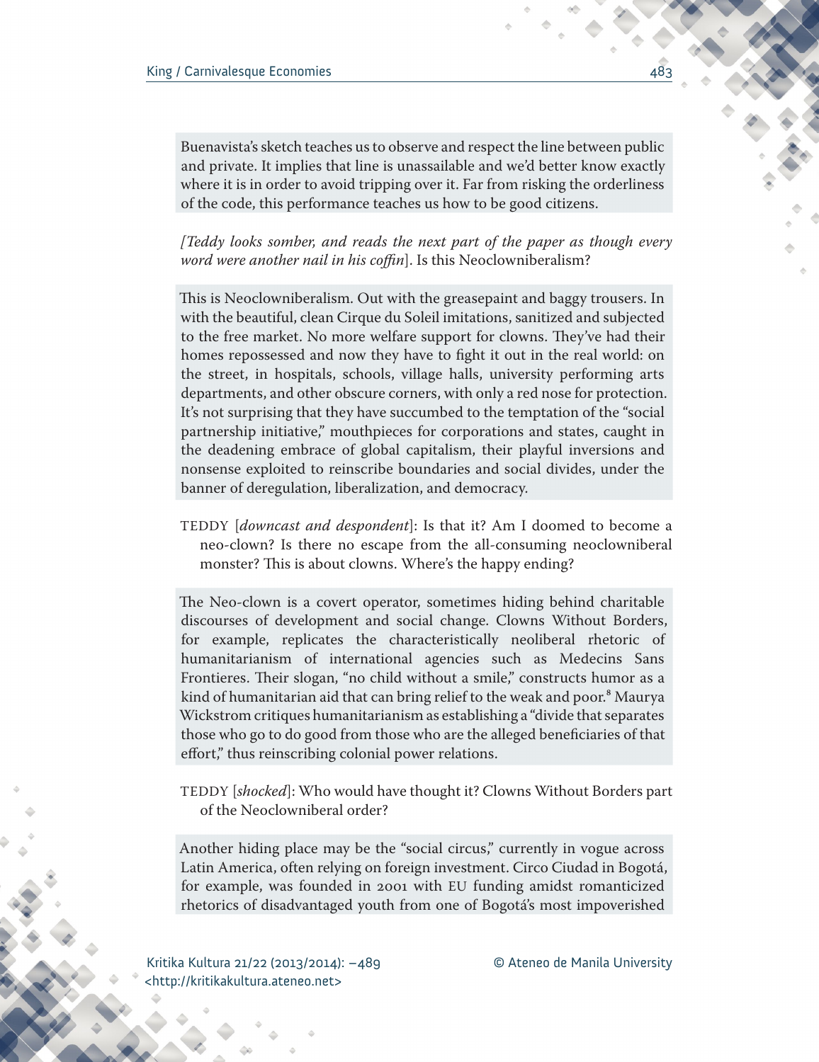Buenavista's sketch teaches us to observe and respect the line between public and private. It implies that line is unassailable and we'd better know exactly where it is in order to avoid tripping over it. Far from risking the orderliness of the code, this performance teaches us how to be good citizens.

*[Teddy looks somber, and reads the next part of the paper as though every word were another nail in his coffin]*. Is this Neoclowniberalism?

This is Neoclowniberalism. Out with the greasepaint and baggy trousers. In with the beautiful, clean Cirque du Soleil imitations, sanitized and subjected to the free market. No more welfare support for clowns. They've had their homes repossessed and now they have to fight it out in the real world: on the street, in hospitals, schools, village halls, university performing arts departments, and other obscure corners, with only a red nose for protection. It's not surprising that they have succumbed to the temptation of the "social partnership initiative," mouthpieces for corporations and states, caught in the deadening embrace of global capitalism, their playful inversions and nonsense exploited to reinscribe boundaries and social divides, under the banner of deregulation, liberalization, and democracy.

TEDDY [*downcast and despondent*]: Is that it? Am I doomed to become a neo-clown? Is there no escape from the all-consuming neoclowniberal monster? This is about clowns. Where's the happy ending?

The Neo-clown is a covert operator, sometimes hiding behind charitable discourses of development and social change. Clowns Without Borders, for example, replicates the characteristically neoliberal rhetoric of humanitarianism of international agencies such as Medecins Sans Frontieres. Their slogan, "no child without a smile," constructs humor as a kind of humanitarian aid that can bring relief to the weak and poor.[8] Maurya Wickstrom critiques humanitarianism as establishing a "divide that separates those who go to do good from those who are the alleged beneficiaries of that effort," thus reinscribing colonial power relations.

TEDDY [*shocked*]: Who would have thought it? Clowns Without Borders part of the Neoclowniberal order?

Another hiding place may be the "social circus," currently in vogue across Latin America, often relying on foreign investment. Circo Ciudad in Bogotá, for example, was founded in 2001 with EU funding amidst romanticized rhetorics of disadvantaged youth from one of Bogotá's most impoverished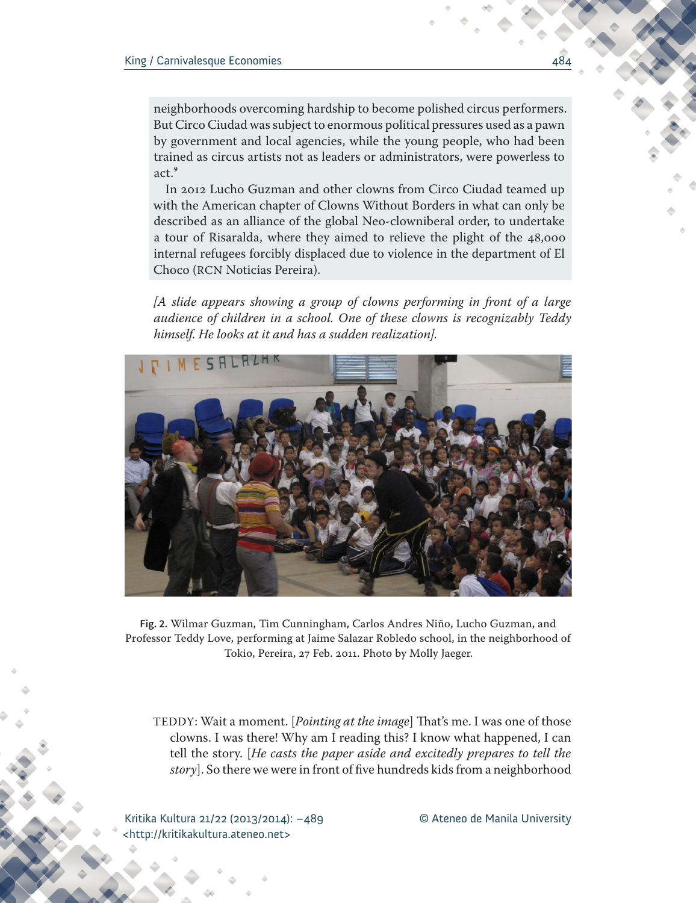neighborhoods overcoming hardship to become polished circus performers. But Circo Ciudad was subject to enormous political pressures used as a pawn by government and local agencies, while the young people, who had been trained as circus artists not as leaders or administrators, were powerless to act.[9]

In 2012 Lucho Guzman and other clowns from Circo Ciudad teamed up with the American chapter of Clowns Without Borders in what can only be described as an alliance of the global Neo-clowniberal order, to undertake a tour of Risaralda, where they aimed to relieve the plight of the 48,000 internal refugees forcibly displaced due to violence in the department of El Choco (RCN Noticias Pereira).

*[A slide appears showing a group of clowns performing in front of a large audience of children in a school. One of these clowns is recognizably Teddy himself. He looks at it and has a sudden realization].*

**Fig. 2.** Wilmar Guzman, Tim Cunningham, Carlos Andres Niño, Lucho Guzman, and Professor Teddy Love, performing at Jaime Salazar Robledo school, in the neighborhood of Tokio, Pereira, 27 Feb. 2011. Photo by Molly Jaeger.

TEDDY: Wait a moment. [*Pointing at the image*] That's me. I was one of those clowns. I was there! Why am I reading this? I know what happened, I can tell the story. [*He casts the paper aside and excitedly prepares to tell the story*]. So there we were in front of five hundreds kids from a neighborhood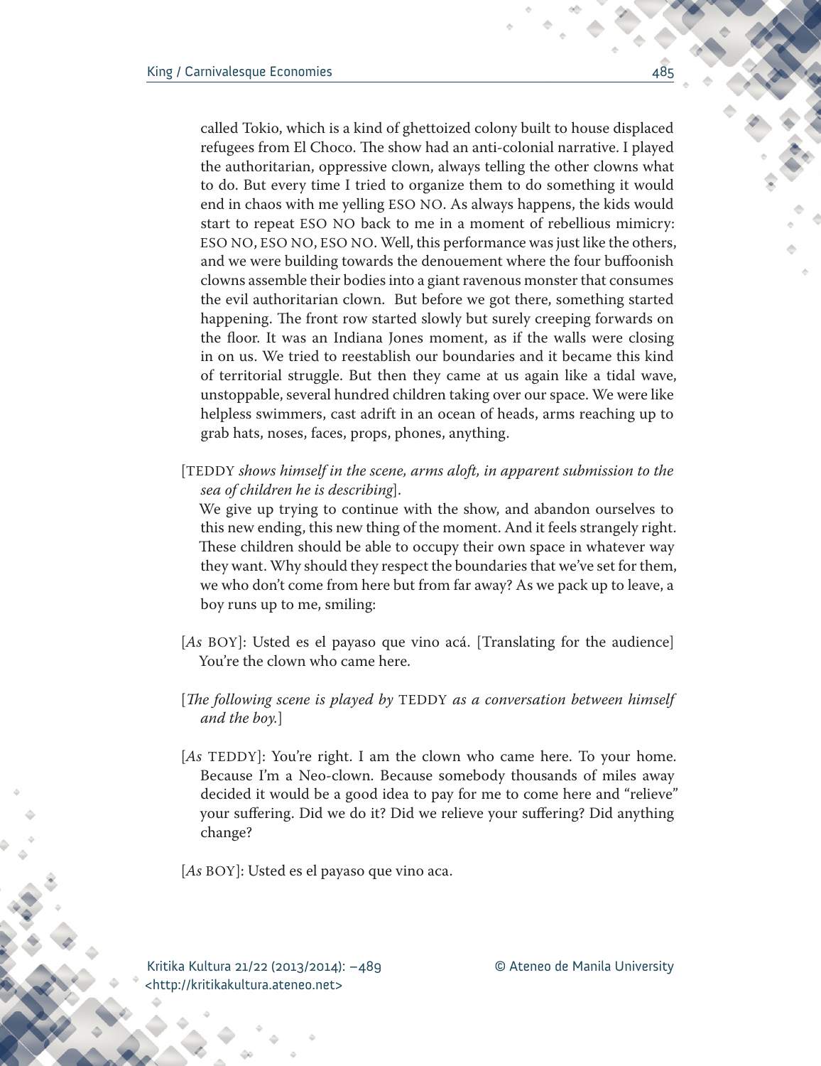called Tokio, which is a kind of ghettoized colony built to house displaced refugees from El Choco. The show had an anti-colonial narrative. I played the authoritarian, oppressive clown, always telling the other clowns what to do. But every time I tried to organize them to do something it would end in chaos with me yelling ESO NO. As always happens, the kids would start to repeat ESO NO back to me in a moment of rebellious mimicry: ESO NO, ESO NO, ESO NO. Well, this performance was just like the others, and we were building towards the denouement where the four buffoonish clowns assemble their bodies into a giant ravenous monster that consumes the evil authoritarian clown. But before we got there, something started happening. The front row started slowly but surely creeping forwards on the floor. It was an Indiana Jones moment, as if the walls were closing in on us. We tried to reestablish our boundaries and it became this kind of territorial struggle. But then they came at us again like a tidal wave, unstoppable, several hundred children taking over our space. We were like helpless swimmers, cast adrift in an ocean of heads, arms reaching up to grab hats, noses, faces, props, phones, anything.

[TEDDY *shows himself in the scene, arms aloft, in apparent submission to the sea of children he is describing*].

We give up trying to continue with the show, and abandon ourselves to this new ending, this new thing of the moment. And it feels strangely right. These children should be able to occupy their own space in whatever way they want. Why should they respect the boundaries that we've set for them, we who don't come from here but from far away? As we pack up to leave, a boy runs up to me, smiling:

[*As* BOY]: Usted es el payaso que vino acá. [Translating for the audience] You're the clown who came here.

[*The following scene is played by* TEDDY *as a conversation between himself and the boy.*]

[*As* TEDDY]: You're right. I am the clown who came here. To your home. Because I'm a Neo-clown. Because somebody thousands of miles away decided it would be a good idea to pay for me to come here and "relieve" your suffering. Did we do it? Did we relieve your suffering? Did anything change?

[*As* BOY]: Usted es el payaso que vino aca.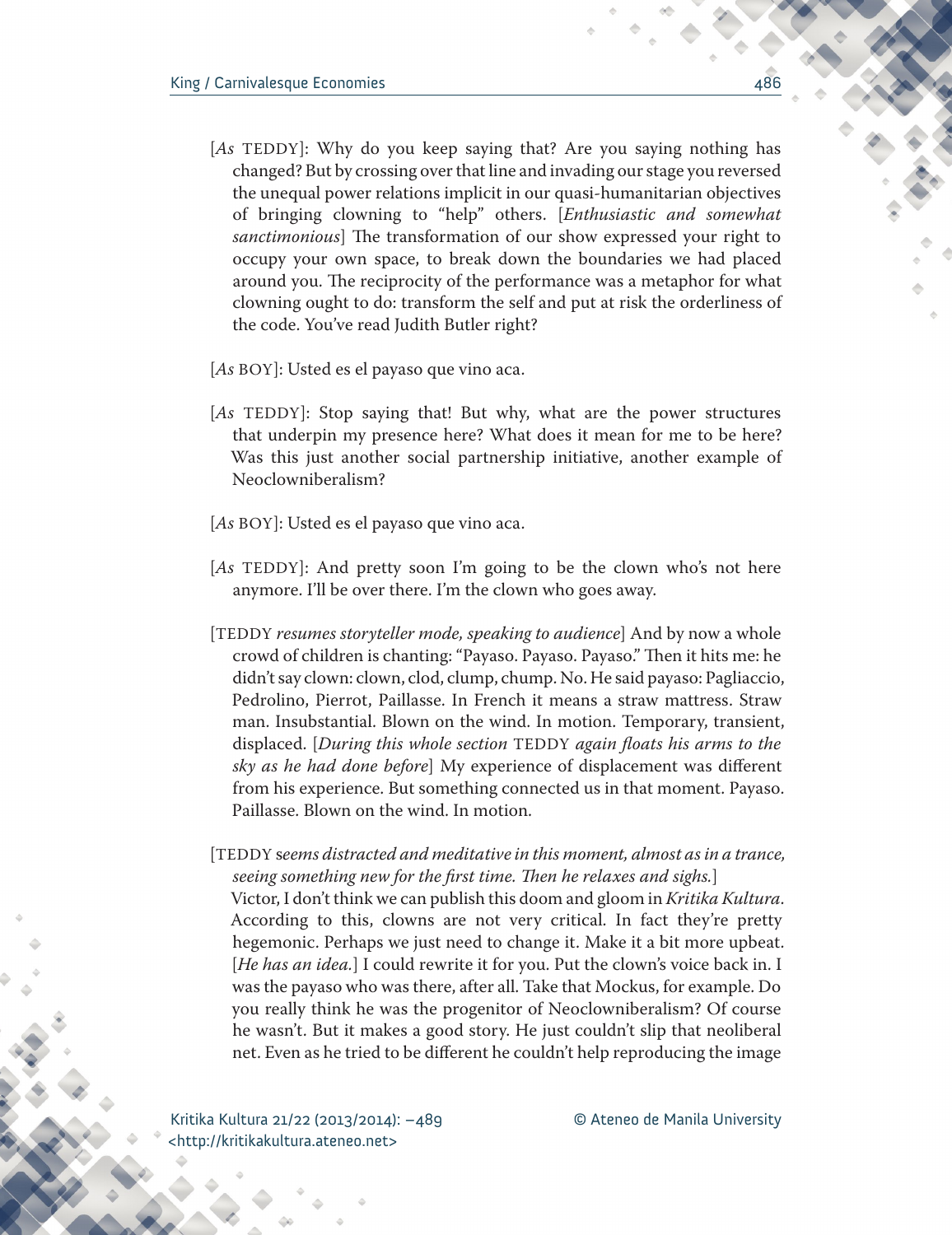[*As* TEDDY]: Why do you keep saying that? Are you saying nothing has changed? But by crossing over that line and invading our stage you reversed the unequal power relations implicit in our quasi-humanitarian objectives of bringing clowning to "help" others. [*Enthusiastic and somewhat sanctimonious*] The transformation of our show expressed your right to occupy your own space, to break down the boundaries we had placed around you. The reciprocity of the performance was a metaphor for what clowning ought to do: transform the self and put at risk the orderliness of the code. You've read Judith Butler right?

[*As* BOY]: Usted es el payaso que vino aca.

[*As* TEDDY]: Stop saying that! But why, what are the power structures that underpin my presence here? What does it mean for me to be here? Was this just another social partnership initiative, another example of Neoclowniberalism?

[*As* BOY]: Usted es el payaso que vino aca.

[*As* TEDDY]: And pretty soon I'm going to be the clown who's not here anymore. I'll be over there. I'm the clown who goes away.

[TEDDY *resumes storyteller mode, speaking to audience*] And by now a whole crowd of children is chanting: "Payaso. Payaso. Payaso." Then it hits me: he didn't say clown: clown, clod, clump, chump. No. He said payaso: Pagliaccio, Pedrolino, Pierrot, Paillasse. In French it means a straw mattress. Straw man. Insubstantial. Blown on the wind. In motion. Temporary, transient, displaced. [*During this whole section* TEDDY *again floats his arms to the sky as he had done before*] My experience of displacement was different from his experience. But something connected us in that moment. Payaso. Paillasse. Blown on the wind. In motion.

[TEDDY *seems distracted and meditative in this moment, almost as in a trance, seeing something new for the first time. Then he relaxes and sighs.*]
Victor, I don't think we can publish this doom and gloom in *Kritika Kultura*. According to this, clowns are not very critical. In fact they're pretty hegemonic. Perhaps we just need to change it. Make it a bit more upbeat. [*He has an idea.*] I could rewrite it for you. Put the clown's voice back in. I was the payaso who was there, after all. Take that Mockus, for example. Do you really think he was the progenitor of Neoclowniberalism? Of course he wasn't. But it makes a good story. He just couldn't slip that neoliberal net. Even as he tried to be different he couldn't help reproducing the image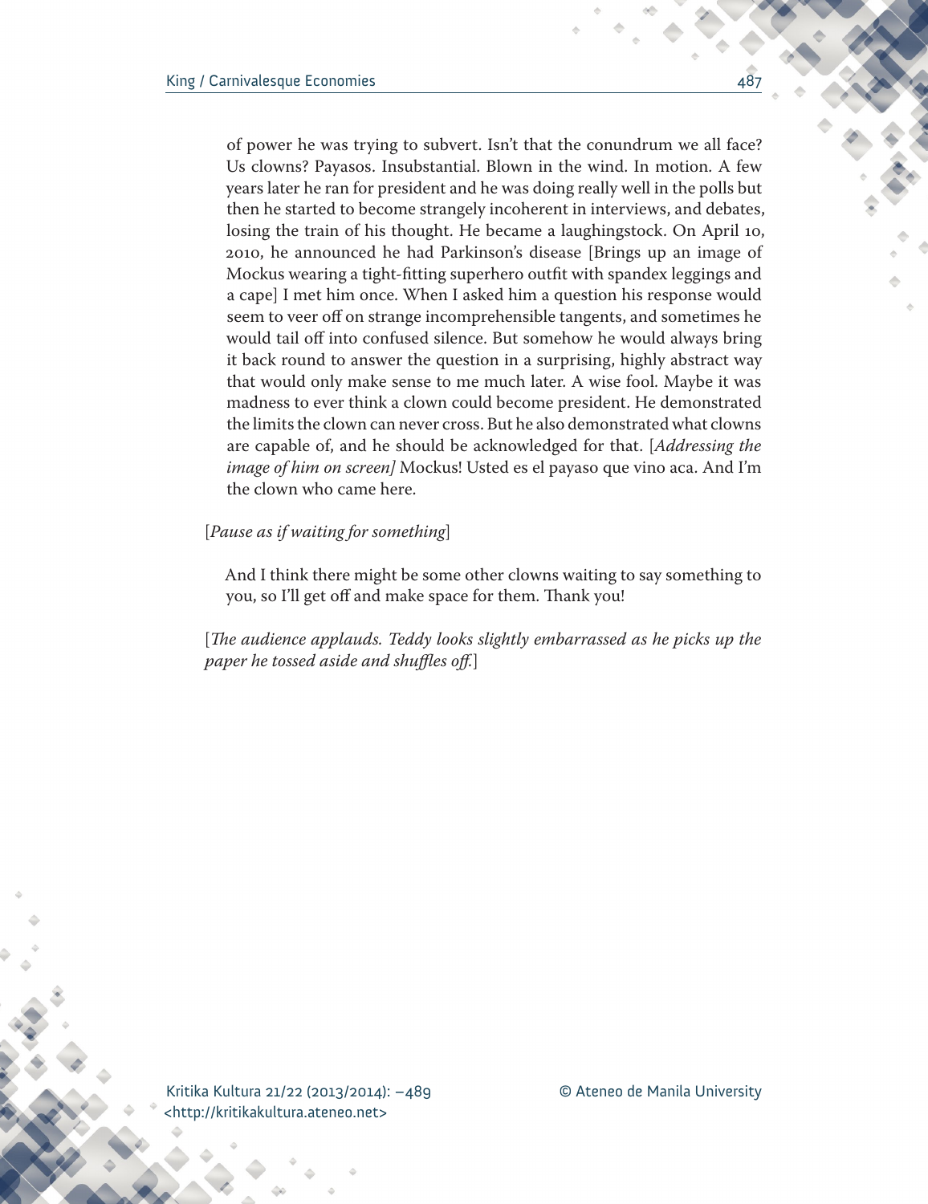of power he was trying to subvert. Isn't that the conundrum we all face? Us clowns? Payasos. Insubstantial. Blown in the wind. In motion. A few years later he ran for president and he was doing really well in the polls but then he started to become strangely incoherent in interviews, and debates, losing the train of his thought. He became a laughingstock. On April 10, 2010, he announced he had Parkinson's disease [Brings up an image of Mockus wearing a tight-fitting superhero outfit with spandex leggings and a cape] I met him once. When I asked him a question his response would seem to veer off on strange incomprehensible tangents, and sometimes he would tail off into confused silence. But somehow he would always bring it back round to answer the question in a surprising, highly abstract way that would only make sense to me much later. A wise fool. Maybe it was madness to ever think a clown could become president. He demonstrated the limits the clown can never cross. But he also demonstrated what clowns are capable of, and he should be acknowledged for that. [*Addressing the image of him on screen]* Mockus! Usted es el payaso que vino aca. And I'm the clown who came here.

[*Pause as if waiting for something*]

And I think there might be some other clowns waiting to say something to you, so I'll get off and make space for them. Thank you!

[*The audience applauds. Teddy looks slightly embarrassed as he picks up the paper he tossed aside and shuffles off.*]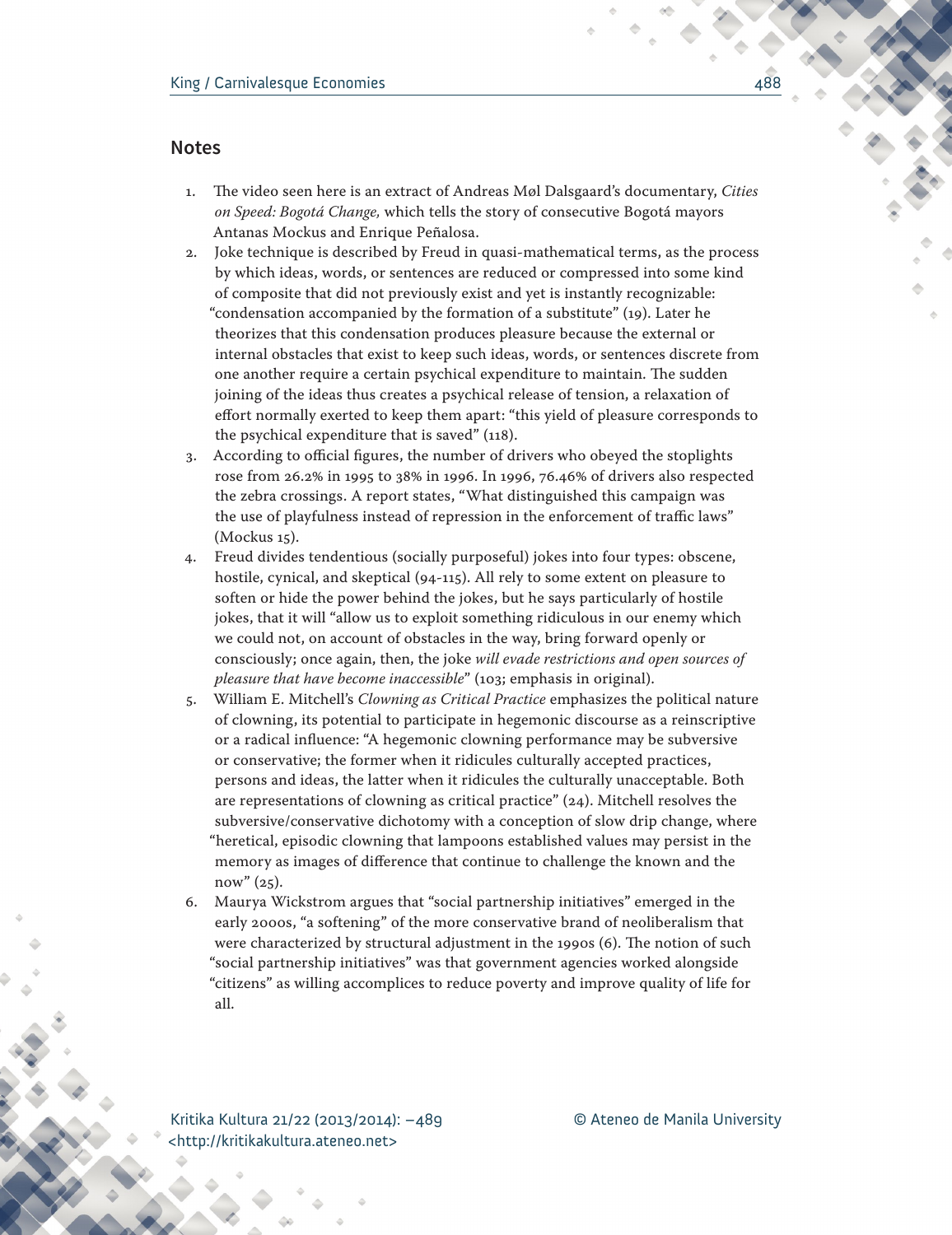## Notes

1. The video seen here is an extract of Andreas Møl Dalsgaard's documentary, *Cities on Speed: Bogotá Change,* which tells the story of consecutive Bogotá mayors Antanas Mockus and Enrique Peñalosa.
2. Joke technique is described by Freud in quasi-mathematical terms, as the process by which ideas, words, or sentences are reduced or compressed into some kind of composite that did not previously exist and yet is instantly recognizable: "condensation accompanied by the formation of a substitute" (19). Later he theorizes that this condensation produces pleasure because the external or internal obstacles that exist to keep such ideas, words, or sentences discrete from one another require a certain psychical expenditure to maintain. The sudden joining of the ideas thus creates a psychical release of tension, a relaxation of effort normally exerted to keep them apart: "this yield of pleasure corresponds to the psychical expenditure that is saved" (118).
3. According to official figures, the number of drivers who obeyed the stoplights rose from 26.2% in 1995 to 38% in 1996. In 1996, 76.46% of drivers also respected the zebra crossings. A report states, "What distinguished this campaign was the use of playfulness instead of repression in the enforcement of traffic laws" (Mockus 15).
4. Freud divides tendentious (socially purposeful) jokes into four types: obscene, hostile, cynical, and skeptical (94-115). All rely to some extent on pleasure to soften or hide the power behind the jokes, but he says particularly of hostile jokes, that it will "allow us to exploit something ridiculous in our enemy which we could not, on account of obstacles in the way, bring forward openly or consciously; once again, then, the joke *will evade restrictions and open sources of pleasure that have become inaccessible*" (103; emphasis in original).
5. William E. Mitchell's *Clowning as Critical Practice* emphasizes the political nature of clowning, its potential to participate in hegemonic discourse as a reinscriptive or a radical influence: "A hegemonic clowning performance may be subversive or conservative; the former when it ridicules culturally accepted practices, persons and ideas, the latter when it ridicules the culturally unacceptable. Both are representations of clowning as critical practice" (24). Mitchell resolves the subversive/conservative dichotomy with a conception of slow drip change, where "heretical, episodic clowning that lampoons established values may persist in the memory as images of difference that continue to challenge the known and the now" (25).
6. Maurya Wickstrom argues that "social partnership initiatives" emerged in the early 2000s, "a softening" of the more conservative brand of neoliberalism that were characterized by structural adjustment in the 1990s (6). The notion of such "social partnership initiatives" was that government agencies worked alongside "citizens" as willing accomplices to reduce poverty and improve quality of life for all.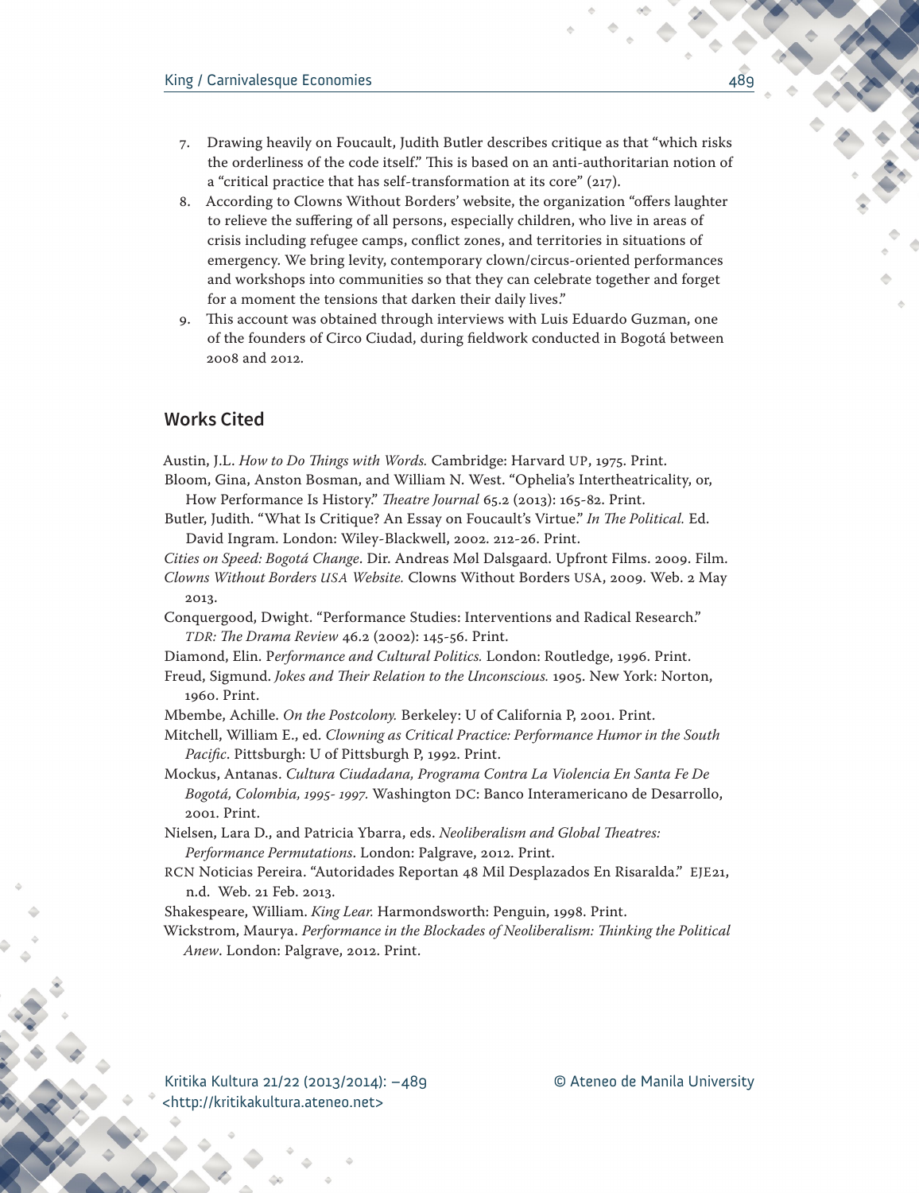7. Drawing heavily on Foucault, Judith Butler describes critique as that "which risks the orderliness of the code itself." This is based on an anti-authoritarian notion of a "critical practice that has self-transformation at its core" (217).
8. According to Clowns Without Borders' website, the organization "offers laughter to relieve the suffering of all persons, especially children, who live in areas of crisis including refugee camps, conflict zones, and territories in situations of emergency. We bring levity, contemporary clown/circus-oriented performances and workshops into communities so that they can celebrate together and forget for a moment the tensions that darken their daily lives."
9. This account was obtained through interviews with Luis Eduardo Guzman, one of the founders of Circo Ciudad, during fieldwork conducted in Bogotá between 2008 and 2012.

## Works Cited

Austin, J.L. *How to Do Things with Words.* Cambridge: Harvard UP, 1975. Print.

Bloom, Gina, Anston Bosman, and William N. West. "Ophelia's Intertheatricality, or, How Performance Is History." *Theatre Journal* 65.2 (2013): 165-82. Print.

Butler, Judith. "What Is Critique? An Essay on Foucault's Virtue." *In The Political.* Ed. David Ingram. London: Wiley-Blackwell, 2002. 212-26. Print.

*Cities on Speed: Bogotá Change*. Dir. Andreas Møl Dalsgaard. Upfront Films. 2009. Film.

*Clowns Without Borders USA Website.* Clowns Without Borders USA, 2009. Web. 2 May 2013.

Conquergood, Dwight. "Performance Studies: Interventions and Radical Research." *TDR: The Drama Review* 46.2 (2002): 145-56. Print.

Diamond, Elin. P*erformance and Cultural Politics.* London: Routledge, 1996. Print.

Freud, Sigmund. *Jokes and Their Relation to the Unconscious.* 1905. New York: Norton, 1960. Print.

Mbembe, Achille. *On the Postcolony.* Berkeley: U of California P, 2001. Print.

Mitchell, William E., ed. *Clowning as Critical Practice: Performance Humor in the South Pacific*. Pittsburgh: U of Pittsburgh P, 1992. Print.

Mockus, Antanas. *Cultura Ciudadana, Programa Contra La Violencia En Santa Fe De Bogotá, Colombia, 1995- 1997.* Washington DC: Banco Interamericano de Desarrollo, 2001. Print.

Nielsen, Lara D., and Patricia Ybarra, eds. *Neoliberalism and Global Theatres: Performance Permutations*. London: Palgrave, 2012. Print.

RCN Noticias Pereira. "Autoridades Reportan 48 Mil Desplazados En Risaralda." EJE21, n.d. Web. 21 Feb. 2013.

Shakespeare, William. *King Lear.* Harmondsworth: Penguin, 1998. Print.

Wickstrom, Maurya. *Performance in the Blockades of Neoliberalism: Thinking the Political Anew*. London: Palgrave, 2012. Print.